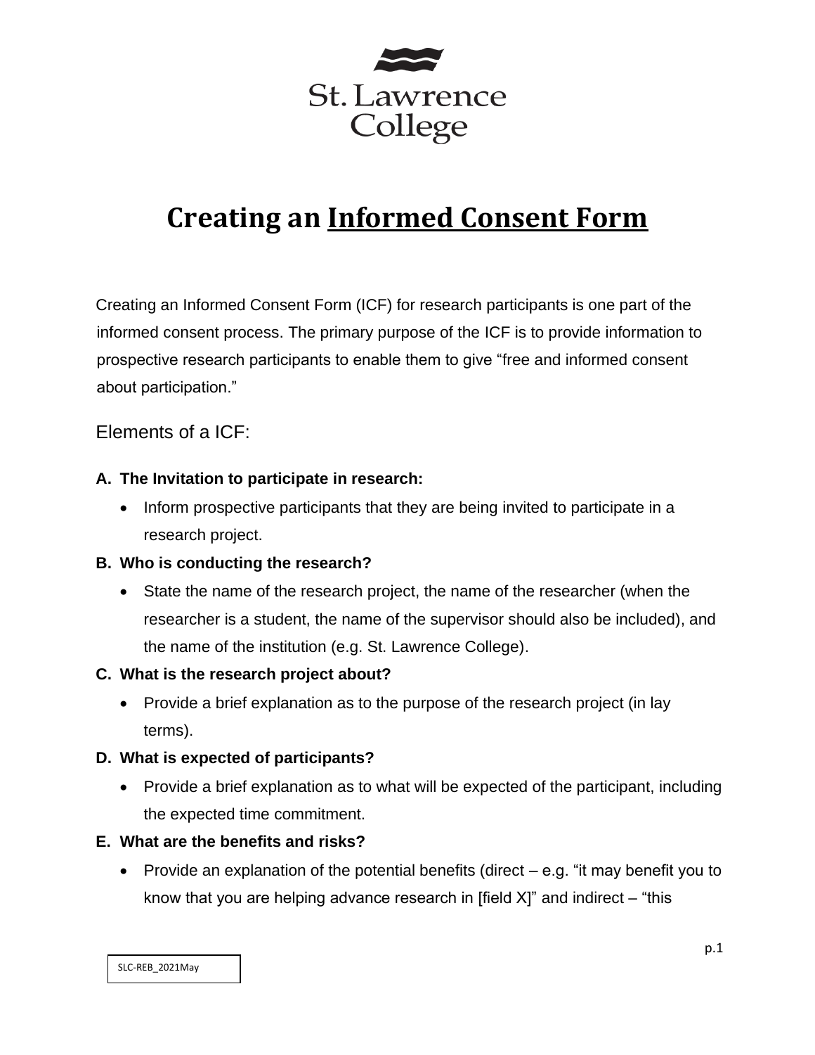St. Lawrence College

# Creating an Informed Consent Form

Creating an Informed Consent Form (ICF) for research participants is one part of the informed consent process. The primary purpose of the ICF is to provide information to prospective research participants to enable them to give "free and informed consent about participation."

## Elements of a ICF:

**A. The Invitation to participate in research:**

- Inform prospective participants that they are being invited to participate in a research project.

**B. Who is conducting the research?**

- State the name of the research project, the name of the researcher (when the researcher is a student, the name of the supervisor should also be included), and the name of the institution (e.g. St. Lawrence College).

**C. What is the research project about?**

- Provide a brief explanation as to the purpose of the research project (in lay terms).

**D. What is expected of participants?**

- Provide a brief explanation as to what will be expected of the participant, including the expected time commitment.

**E. What are the benefits and risks?**

- Provide an explanation of the potential benefits (direct – e.g. "it may benefit you to know that you are helping advance research in [field X]" and indirect – "this

SLC-REB_2021May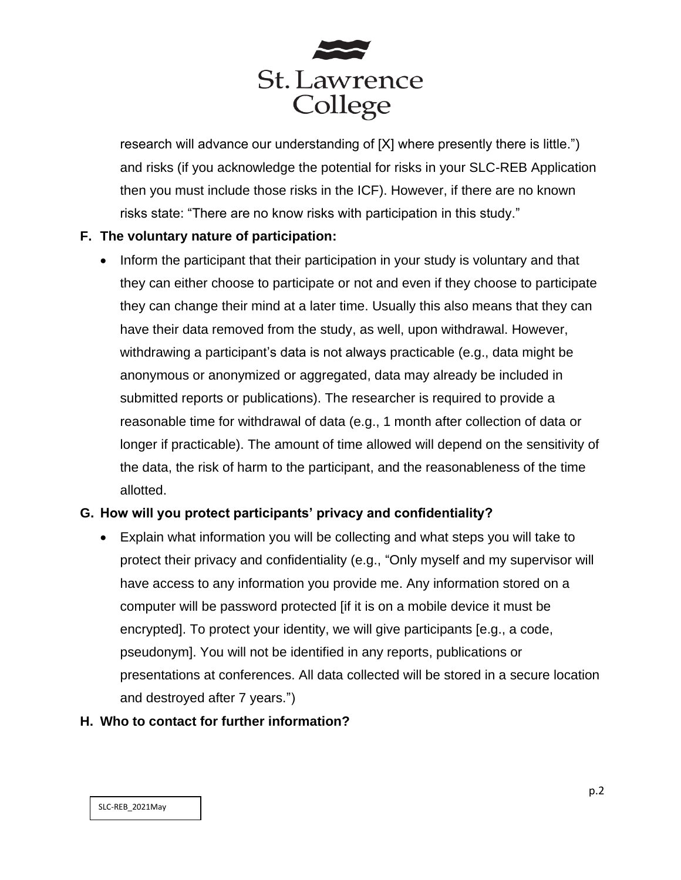research will advance our understanding of [X] where presently there is little.") and risks (if you acknowledge the potential for risks in your SLC-REB Application then you must include those risks in the ICF). However, if there are no known risks state: "There are no know risks with participation in this study."

**F. The voluntary nature of participation:**

- Inform the participant that their participation in your study is voluntary and that they can either choose to participate or not and even if they choose to participate they can change their mind at a later time. Usually this also means that they can have their data removed from the study, as well, upon withdrawal. However, withdrawing a participant's data is not always practicable (e.g., data might be anonymous or anonymized or aggregated, data may already be included in submitted reports or publications). The researcher is required to provide a reasonable time for withdrawal of data (e.g., 1 month after collection of data or longer if practicable). The amount of time allowed will depend on the sensitivity of the data, the risk of harm to the participant, and the reasonableness of the time allotted.

**G. How will you protect participants' privacy and confidentiality?**

- Explain what information you will be collecting and what steps you will take to protect their privacy and confidentiality (e.g., "Only myself and my supervisor will have access to any information you provide me. Any information stored on a computer will be password protected [if it is on a mobile device it must be encrypted]. To protect your identity, we will give participants [e.g., a code, pseudonym]. You will not be identified in any reports, publications or presentations at conferences. All data collected will be stored in a secure location and destroyed after 7 years.")

**H. Who to contact for further information?**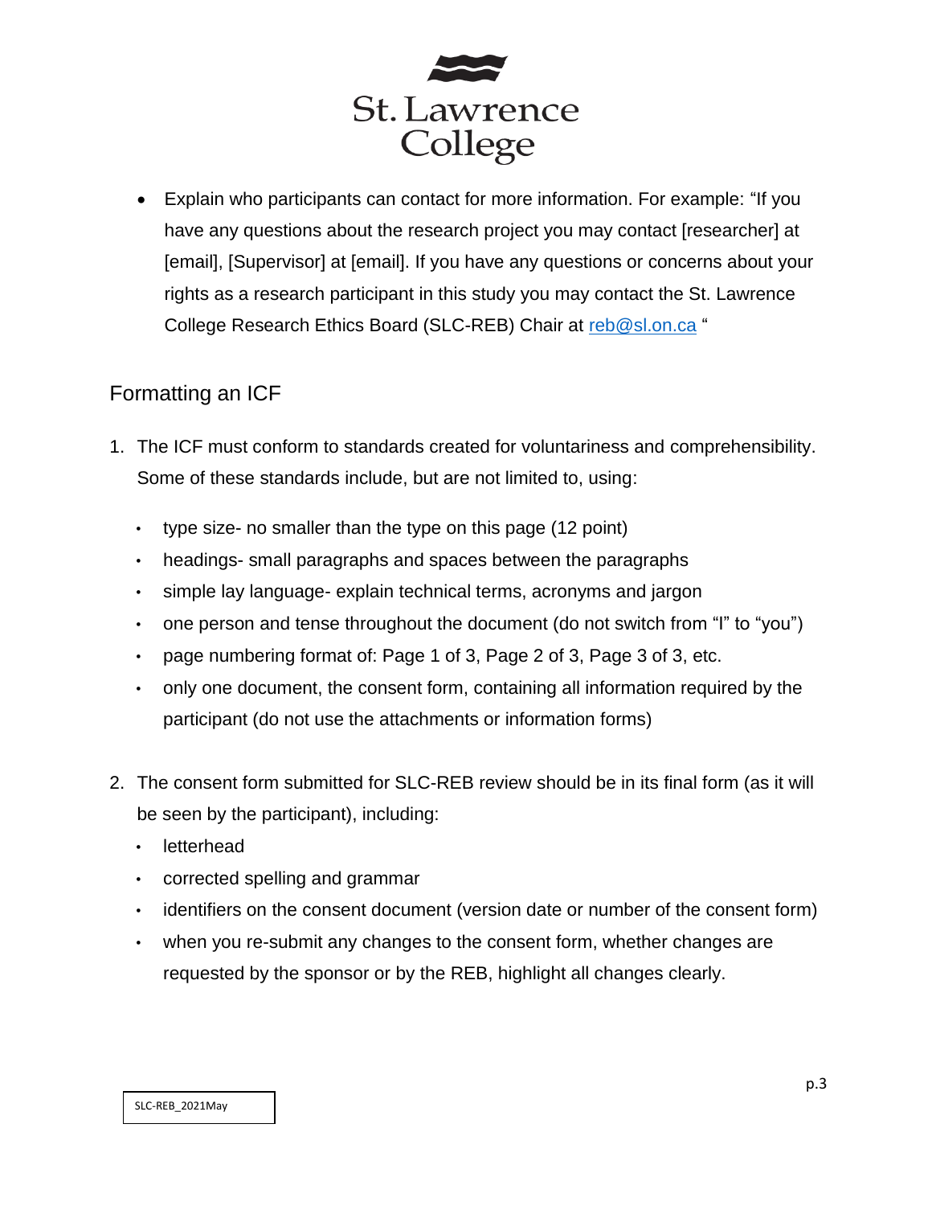- Explain who participants can contact for more information. For example: "If you have any questions about the research project you may contact [researcher] at [email], [Supervisor] at [email]. If you have any questions or concerns about your rights as a research participant in this study you may contact the St. Lawrence College Research Ethics Board (SLC-REB) Chair at reb@sl.on.ca "

## Formatting an ICF

1. The ICF must conform to standards created for voluntariness and comprehensibility. Some of these standards include, but are not limited to, using:
   - type size- no smaller than the type on this page (12 point)
   - headings- small paragraphs and spaces between the paragraphs
   - simple lay language- explain technical terms, acronyms and jargon
   - one person and tense throughout the document (do not switch from "I" to "you")
   - page numbering format of: Page 1 of 3, Page 2 of 3, Page 3 of 3, etc.
   - only one document, the consent form, containing all information required by the participant (do not use the attachments or information forms)

2. The consent form submitted for SLC-REB review should be in its final form (as it will be seen by the participant), including:
   - letterhead
   - corrected spelling and grammar
   - identifiers on the consent document (version date or number of the consent form)
   - when you re-submit any changes to the consent form, whether changes are requested by the sponsor or by the REB, highlight all changes clearly.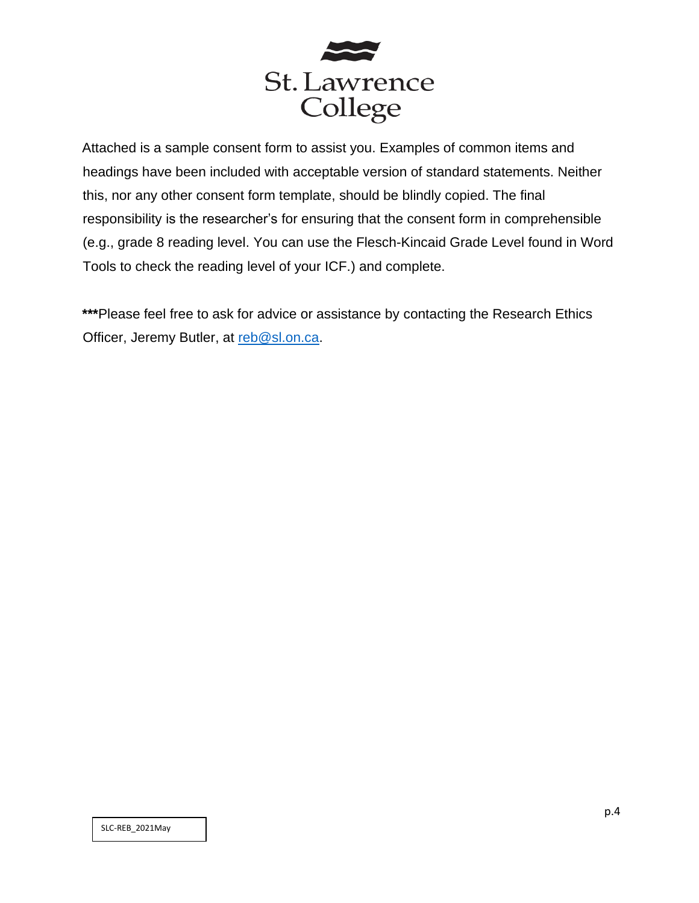St. Lawrence College

Attached is a sample consent form to assist you. Examples of common items and headings have been included with acceptable version of standard statements. Neither this, nor any other consent form template, should be blindly copied. The final responsibility is the researcher's for ensuring that the consent form in comprehensible (e.g., grade 8 reading level. You can use the Flesch-Kincaid Grade Level found in Word Tools to check the reading level of your ICF.) and complete.

**\*\*\***Please feel free to ask for advice or assistance by contacting the Research Ethics Officer, Jeremy Butler, at reb@sl.on.ca.

SLC-REB_2021May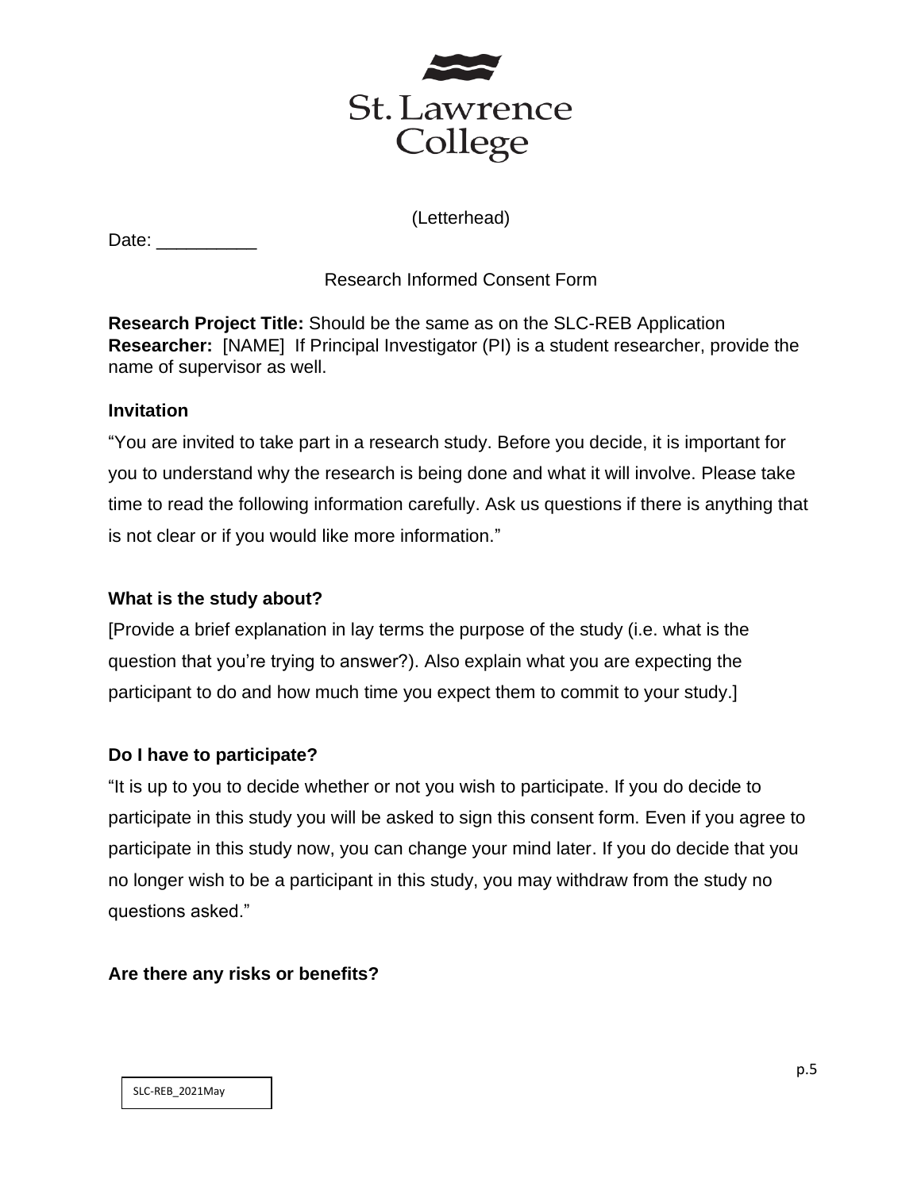St. Lawrence College

(Letterhead)

Date: __________

Research Informed Consent Form

**Research Project Title:** Should be the same as on the SLC-REB Application
**Researcher:** [NAME] If Principal Investigator (PI) is a student researcher, provide the name of supervisor as well.

**Invitation**

"You are invited to take part in a research study. Before you decide, it is important for you to understand why the research is being done and what it will involve. Please take time to read the following information carefully. Ask us questions if there is anything that is not clear or if you would like more information."

**What is the study about?**

[Provide a brief explanation in lay terms the purpose of the study (i.e. what is the question that you're trying to answer?). Also explain what you are expecting the participant to do and how much time you expect them to commit to your study.]

**Do I have to participate?**

"It is up to you to decide whether or not you wish to participate. If you do decide to participate in this study you will be asked to sign this consent form. Even if you agree to participate in this study now, you can change your mind later. If you do decide that you no longer wish to be a participant in this study, you may withdraw from the study no questions asked."

**Are there any risks or benefits?**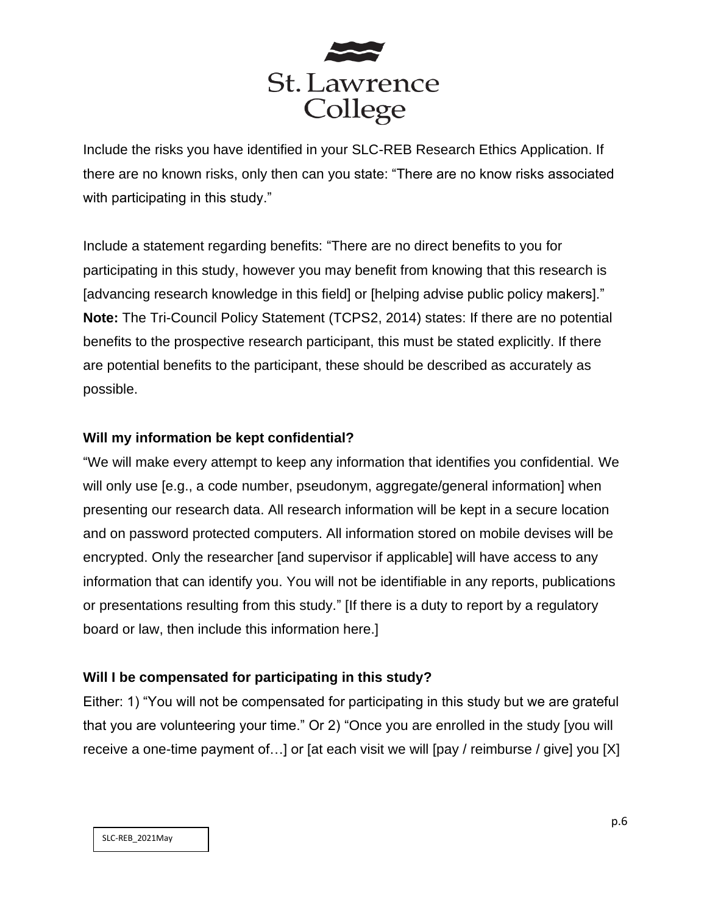Include the risks you have identified in your SLC-REB Research Ethics Application. If there are no known risks, only then can you state: “There are no know risks associated with participating in this study.”

Include a statement regarding benefits: “There are no direct benefits to you for participating in this study, however you may benefit from knowing that this research is [advancing research knowledge in this field] or [helping advise public policy makers].” **Note:** The Tri-Council Policy Statement (TCPS2, 2014) states: If there are no potential benefits to the prospective research participant, this must be stated explicitly. If there are potential benefits to the participant, these should be described as accurately as possible.

**Will my information be kept confidential?**

“We will make every attempt to keep any information that identifies you confidential. We will only use [e.g., a code number, pseudonym, aggregate/general information] when presenting our research data. All research information will be kept in a secure location and on password protected computers. All information stored on mobile devises will be encrypted. Only the researcher [and supervisor if applicable] will have access to any information that can identify you. You will not be identifiable in any reports, publications or presentations resulting from this study.” [If there is a duty to report by a regulatory board or law, then include this information here.]

**Will I be compensated for participating in this study?**

Either: 1) “You will not be compensated for participating in this study but we are grateful that you are volunteering your time.” Or 2) “Once you are enrolled in the study [you will receive a one-time payment of…] or [at each visit we will [pay / reimburse / give] you [X]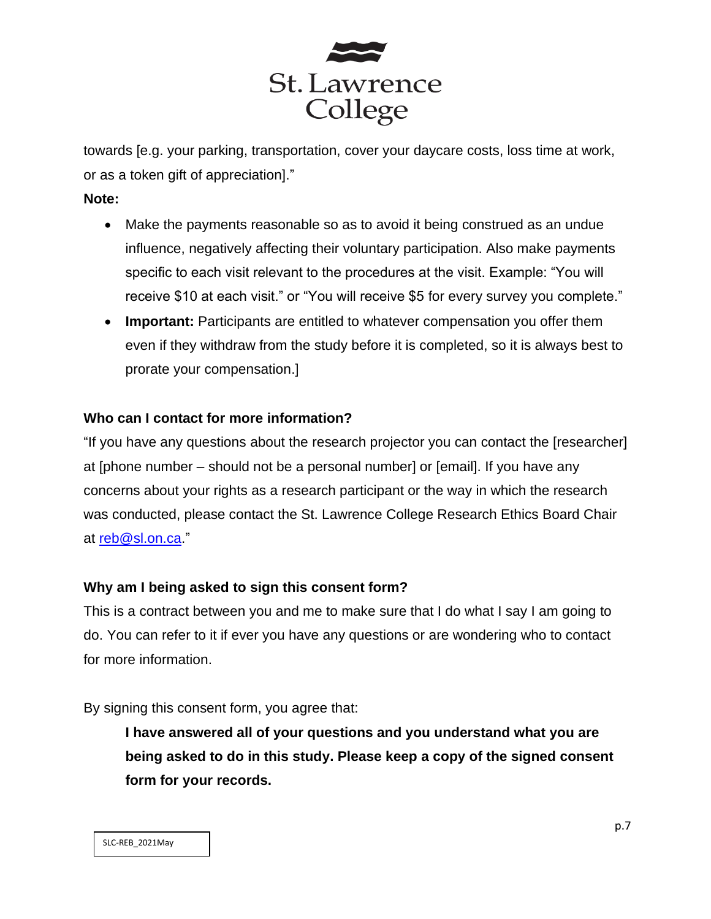towards [e.g. your parking, transportation, cover your daycare costs, loss time at work, or as a token gift of appreciation]."

**Note:**

- Make the payments reasonable so as to avoid it being construed as an undue influence, negatively affecting their voluntary participation. Also make payments specific to each visit relevant to the procedures at the visit. Example: "You will receive $10 at each visit." or "You will receive $5 for every survey you complete."
- **Important:** Participants are entitled to whatever compensation you offer them even if they withdraw from the study before it is completed, so it is always best to prorate your compensation.]

**Who can I contact for more information?**

"If you have any questions about the research projector you can contact the [researcher] at [phone number – should not be a personal number] or [email]. If you have any concerns about your rights as a research participant or the way in which the research was conducted, please contact the St. Lawrence College Research Ethics Board Chair at reb@sl.on.ca."

**Why am I being asked to sign this consent form?**

This is a contract between you and me to make sure that I do what I say I am going to do. You can refer to it if ever you have any questions or are wondering who to contact for more information.

By signing this consent form, you agree that:

> **I have answered all of your questions and you understand what you are being asked to do in this study. Please keep a copy of the signed consent form for your records.**

SLC-REB_2021May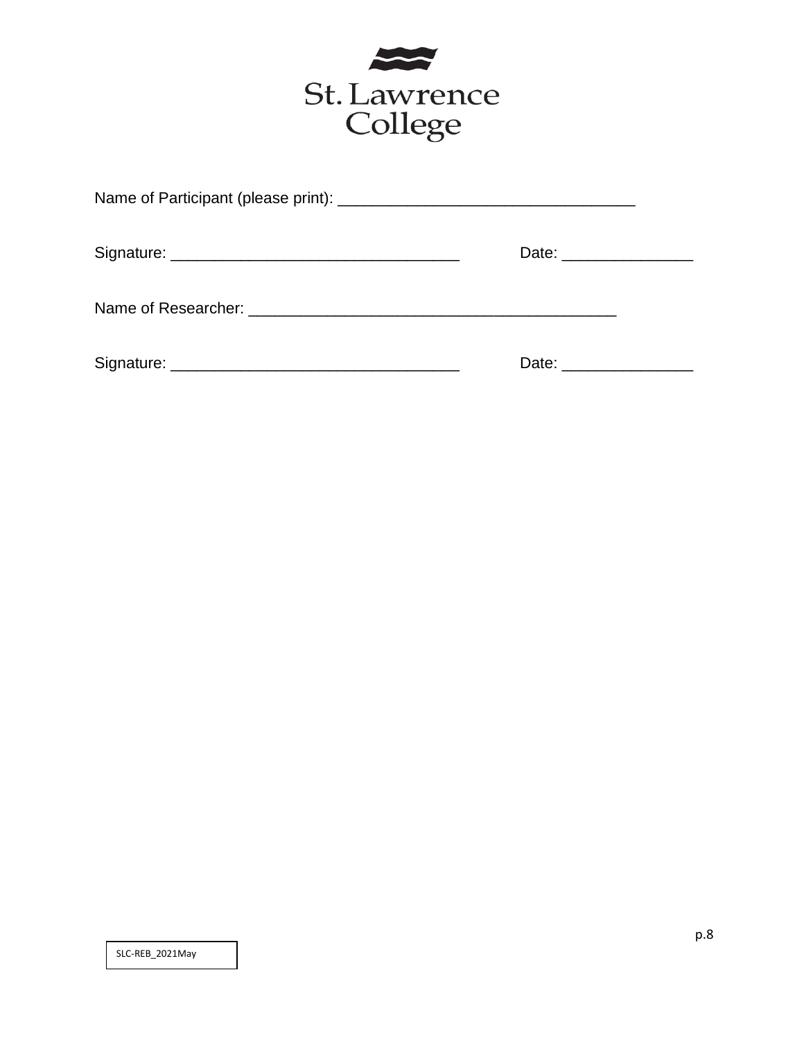St. Lawrence College

Name of Participant (please print): _________________________________

Signature: ________________________________ Date: _______________

Name of Researcher: _________________________________________

Signature: ________________________________ Date: _______________

SLC-REB_2021May